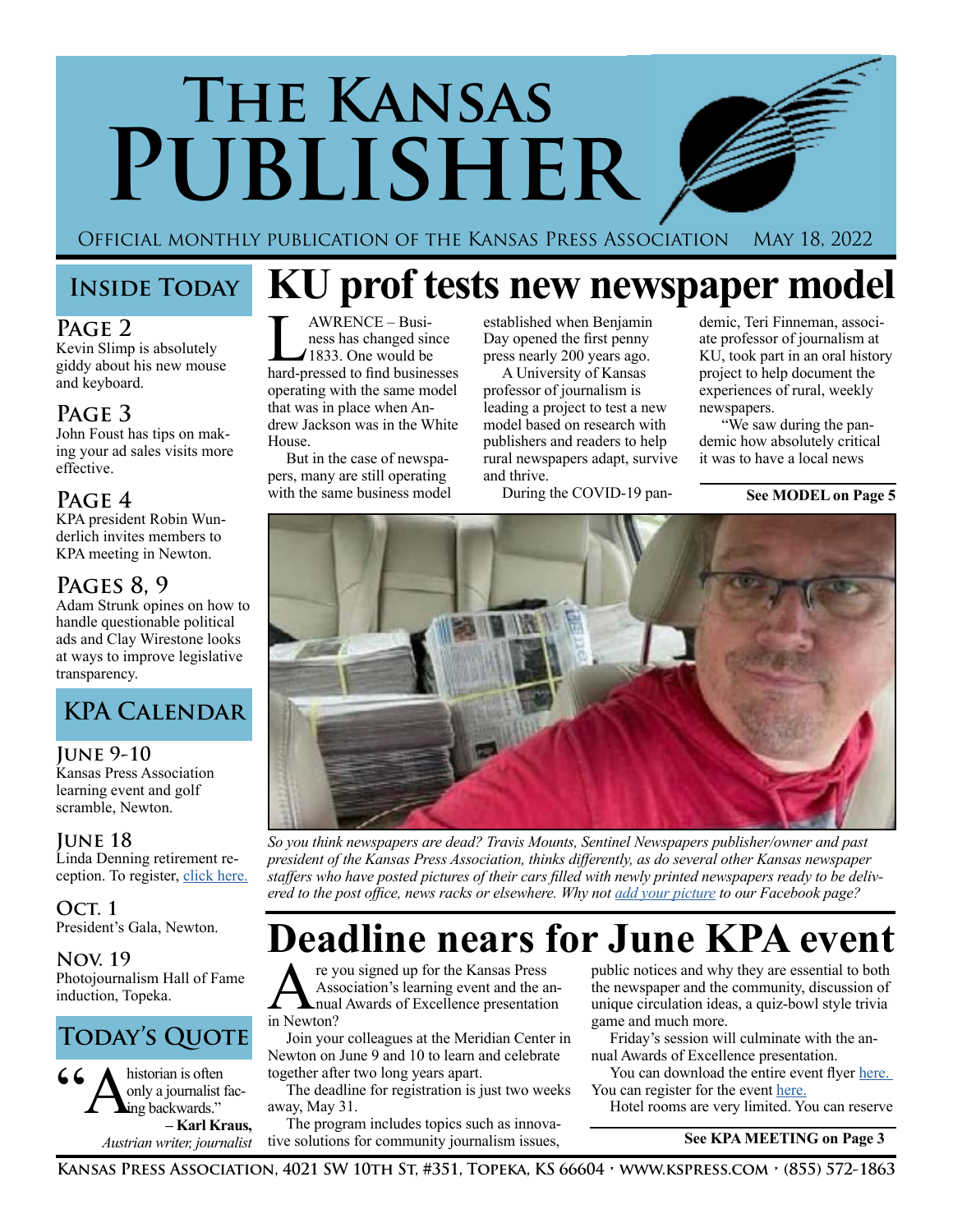# The Kansas Publisher

Official monthly publication of the Kansas Press Association May 18, 2022

## Inside Today

**Page 2**
Kevin Slimp is absolutely giddy about his new mouse and keyboard.

**Page 3**
John Foust has tips on making your ad sales visits more effective.

**Page 4**
KPA president Robin Wunderlich invites members to KPA meeting in Newton.

**Pages 8, 9**
Adam Strunk opines on how to handle questionable political ads and Clay Wirestone looks at ways to improve legislative transparency.

## KPA Calendar

**June 9-10**
Kansas Press Association learning event and golf scramble, Newton.

**June 18**
Linda Denning retirement reception. To register, click here.

**Oct. 1**
President's Gala, Newton.

**Nov. 19**
Photojournalism Hall of Fame induction, Topeka.

## Today's Quote

"A historian is often only a journalist facing backwards."
– **Karl Kraus,** *Austrian writer, journalist*

# KU prof tests new newspaper model

LAWRENCE – Business has changed since 1833. One would be hard-pressed to find businesses operating with the same model that was in place when Andrew Jackson was in the White House.

But in the case of newspapers, many are still operating with the same business model established when Benjamin Day opened the first penny press nearly 200 years ago.

A University of Kansas professor of journalism is leading a project to test a new model based on research with publishers and readers to help rural newspapers adapt, survive and thrive.

During the COVID-19 pandemic, Teri Finneman, associate professor of journalism at KU, took part in an oral history project to help document the experiences of rural, weekly newspapers.

"We saw during the pandemic how absolutely critical it was to have a local news

**See MODEL on Page 5**

*So you think newspapers are dead? Travis Mounts, Sentinel Newspapers publisher/owner and past president of the Kansas Press Association, thinks differently, as do several other Kansas newspaper staffers who have posted pictures of their cars filled with newly printed newspapers ready to be delivered to the post office, news racks or elsewhere. Why not add your picture to our Facebook page?*

# Deadline nears for June KPA event

Are you signed up for the Kansas Press Association's learning event and the annual Awards of Excellence presentation in Newton?

Join your colleagues at the Meridian Center in Newton on June 9 and 10 to learn and celebrate together after two long years apart.

The deadline for registration is just two weeks away, May 31.

The program includes topics such as innovative solutions for community journalism issues, public notices and why they are essential to both the newspaper and the community, discussion of unique circulation ideas, a quiz-bowl style trivia game and much more.

Friday's session will culminate with the annual Awards of Excellence presentation.

You can download the entire event flyer here. You can register for the event here.

Hotel rooms are very limited. You can reserve

**See KPA MEETING on Page 3**

Kansas Press Association, 4021 SW 10th St, #351, Topeka, KS 66604 • www.kspress.com • (855) 572-1863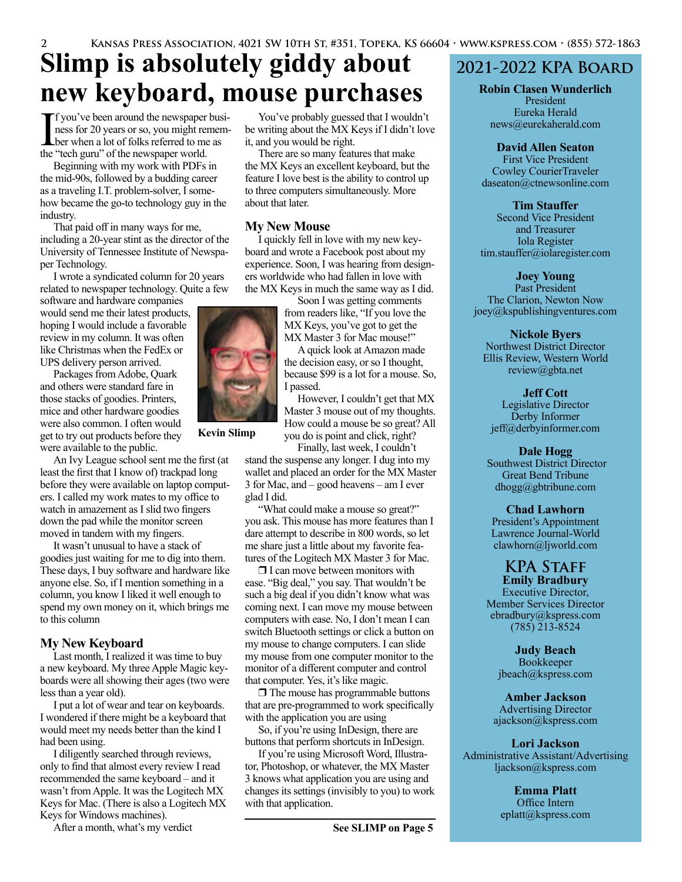# Slimp is absolutely giddy about new keyboard, mouse purchases

If you've been around the newspaper business for 20 years or so, you might remember when a lot of folks referred to me as the "tech guru" of the newspaper world.

Beginning with my work with PDFs in the mid-90s, followed by a budding career as a traveling I.T. problem-solver, I somehow became the go-to technology guy in the industry.

That paid off in many ways for me, including a 20-year stint as the director of the University of Tennessee Institute of Newspaper Technology.

I wrote a syndicated column for 20 years related to newspaper technology. Quite a few software and hardware companies would send me their latest products, hoping I would include a favorable review in my column. It was often like Christmas when the FedEx or UPS delivery person arrived.

Packages from Adobe, Quark and others were standard fare in those stacks of goodies. Printers, mice and other hardware goodies were also common. I often would get to try out products before they were available to the public.

**Kevin Slimp**

An Ivy League school sent me the first (at least the first that I know of) trackpad long before they were available on laptop computers. I called my work mates to my office to watch in amazement as I slid two fingers down the pad while the monitor screen moved in tandem with my fingers.

It wasn't unusual to have a stack of goodies just waiting for me to dig into them. These days, I buy software and hardware like anyone else. So, if I mention something in a column, you know I liked it well enough to spend my own money on it, which brings me to this column

## My New Keyboard

Last month, I realized it was time to buy a new keyboard. My three Apple Magic keyboards were all showing their ages (two were less than a year old).

I put a lot of wear and tear on keyboards. I wondered if there might be a keyboard that would meet my needs better than the kind I had been using.

I diligently searched through reviews, only to find that almost every review I read recommended the same keyboard – and it wasn't from Apple. It was the Logitech MX Keys for Mac. (There is also a Logitech MX Keys for Windows machines).

After a month, what's my verdict

You've probably guessed that I wouldn't be writing about the MX Keys if I didn't love it, and you would be right.

There are so many features that make the MX Keys an excellent keyboard, but the feature I love best is the ability to control up to three computers simultaneously. More about that later.

## My New Mouse

I quickly fell in love with my new keyboard and wrote a Facebook post about my experience. Soon, I was hearing from designers worldwide who had fallen in love with the MX Keys in much the same way as I did.

Soon I was getting comments from readers like, "If you love the MX Keys, you've got to get the MX Master 3 for Mac mouse!"

A quick look at Amazon made the decision easy, or so I thought, because $99 is a lot for a mouse. So, I passed.

However, I couldn't get that MX Master 3 mouse out of my thoughts. How could a mouse be so great? All you do is point and click, right?

Finally, last week, I couldn't stand the suspense any longer. I dug into my wallet and placed an order for the MX Master 3 for Mac, and – good heavens – am I ever glad I did.

"What could make a mouse so great?" you ask. This mouse has more features than I dare attempt to describe in 800 words, so let me share just a little about my favorite features of the Logitech MX Master 3 for Mac.

❒ I can move between monitors with ease. "Big deal," you say. That wouldn't be such a big deal if you didn't know what was coming next. I can move my mouse between computers with ease. No, I don't mean I can switch Bluetooth settings or click a button on my mouse to change computers. I can slide my mouse from one computer monitor to the monitor of a different computer and control that computer. Yes, it's like magic.

❒ The mouse has programmable buttons that are pre-programmed to work specifically with the application you are using

So, if you're using InDesign, there are buttons that perform shortcuts in InDesign.

If you're using Microsoft Word, Illustrator, Photoshop, or whatever, the MX Master 3 knows what application you are using and changes its settings (invisibly to you) to work with that application.

**See SLIMP on Page 5**

## 2021-2022 KPA Board

**Robin Clasen Wunderlich**
President
Eureka Herald
news@eurekaherald.com

**David Allen Seaton**
First Vice President
Cowley CourierTraveler
daseaton@ctnewsonline.com

**Tim Stauffer**
Second Vice President
and Treasurer
Iola Register
tim.stauffer@iolaregister.com

**Joey Young**
Past President
The Clarion, Western Now
joey@kspublishingventures.com

**Nickole Byers**
Northwest District Director
Ellis Review, Western World
review@gbta.net

**Jeff Cott**
Legislative Director
Derby Informer
jeff@derbyinformer.com

**Dale Hogg**
Southwest District Director
Great Bend Tribune
dhogg@gbtribune.com

**Chad Lawhorn**
President's Appointment
Lawrence Journal-World
clawhorn@ljworld.com

## KPA Staff

**Emily Bradbury**
Executive Director,
Member Services Director
ebradbury@kspress.com
(785) 213-8524

**Judy Beach**
Bookkeeper
jbeach@kspress.com

**Amber Jackson**
Advertising Director
ajackson@kspress.com

**Lori Jackson**
Administrative Assistant/Advertising
ljackson@kspress.com

**Emma Platt**
Office Intern
eplatt@kspress.com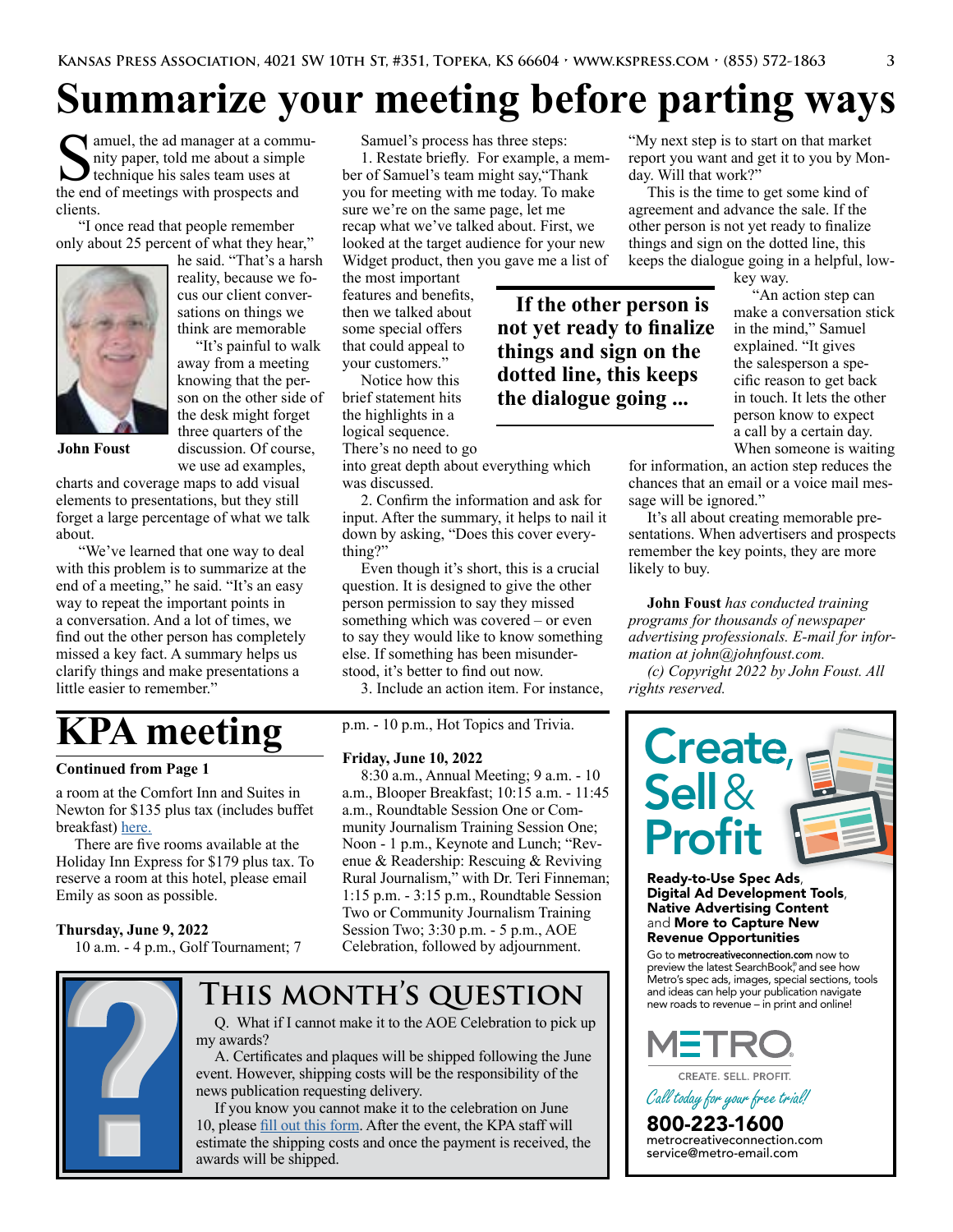# Summarize your meeting before parting ways

Samuel, the ad manager at a community paper, told me about a simple technique his sales team uses at the end of meetings with prospects and clients.

"I once read that people remember only about 25 percent of what they hear," he said. "That's a harsh reality, because we focus our client conversations on things we think are memorable.

"It's painful to walk away from a meeting knowing that the person on the other side of the desk might forget three quarters of the discussion. Of course, we use ad examples, charts and coverage maps to add visual elements to presentations, but they still forget a large percentage of what we talk about.

John Foust

"We've learned that one way to deal with this problem is to summarize at the end of a meeting," he said. "It's an easy way to repeat the important points in a conversation. And a lot of times, we find out the other person has completely missed a key fact. A summary helps us clarify things and make presentations a little easier to remember."

Samuel's process has three steps:

1. Restate briefly. For example, a member of Samuel's team might say,"Thank you for meeting with me today. To make sure we're on the same page, let me recap what we've talked about. First, we looked at the target audience for your new Widget product, then you gave me a list of the most important features and benefits, then we talked about some special offers that could appeal to your customers."

Notice how this brief statement hits the highlights in a logical sequence. There's no need to go into great depth about everything which was discussed.

2. Confirm the information and ask for input. After the summary, it helps to nail it down by asking, "Does this cover everything?"

Even though it's short, this is a crucial question. It is designed to give the other person permission to say they missed something which was covered – or even to say they would like to know something else. If something has been misunderstood, it's better to find out now.

3. Include an action item. For instance, "My next step is to start on that market report you want and get it to you by Monday. Will that work?"

This is the time to get some kind of agreement and advance the sale. If the other person is not yet ready to finalize things and sign on the dotted line, this keeps the dialogue going in a helpful, low-key way.

**If the other person is not yet ready to finalize things and sign on the dotted line, this keeps the dialogue going ...**

"An action step can make a conversation stick in the mind," Samuel explained. "It gives the salesperson a specific reason to get back in touch. It lets the other person know to expect a call by a certain day. When someone is waiting for information, an action step reduces the chances that an email or a voice mail message will be ignored."

It's all about creating memorable presentations. When advertisers and prospects remember the key points, they are more likely to buy.

**John Foust** *has conducted training programs for thousands of newspaper advertising professionals. E-mail for information at john@johnfoust.com.*

*(c) Copyright 2022 by John Foust. All rights reserved.*

# KPA meeting

**Continued from Page 1**

a room at the Comfort Inn and Suites in Newton for $135 plus tax (includes buffet breakfast) here.

There are five rooms available at the Holiday Inn Express for $179 plus tax. To reserve a room at this hotel, please email Emily as soon as possible.

**Thursday, June 9, 2022**

10 a.m. - 4 p.m., Golf Tournament; 7 p.m. - 10 p.m., Hot Topics and Trivia.

**Friday, June 10, 2022**

8:30 a.m., Annual Meeting; 9 a.m. - 10 a.m., Blooper Breakfast; 10:15 a.m. - 11:45 a.m., Roundtable Session One or Community Journalism Training Session One; Noon - 1 p.m., Keynote and Lunch; "Revenue & Readership: Rescuing & Reviving Rural Journalism," with Dr. Teri Finneman; 1:15 p.m. - 3:15 p.m., Roundtable Session Two or Community Journalism Training Session Two; 3:30 p.m. - 5 p.m., AOE Celebration, followed by adjournment.

## This month's question

Q. What if I cannot make it to the AOE Celebration to pick up my awards?

A. Certificates and plaques will be shipped following the June event. However, shipping costs will be the responsibility of the news publication requesting delivery.

If you know you cannot make it to the celebration on June 10, please fill out this form. After the event, the KPA staff will estimate the shipping costs and once the payment is received, the awards will be shipped.

**Create, Sell & Profit**

**Ready-to-Use Spec Ads, Digital Ad Development Tools, Native Advertising Content** and **More to Capture New Revenue Opportunities**

Go to **metrocreativeconnection.com** now to preview the latest SearchBook® and see how Metro's spec ads, images, special sections, tools and ideas can help your publication navigate new roads to revenue – in print and online!

METRO — CREATE. SELL. PROFIT.

*Call today for your free trial!*

**800-223-1600**

metrocreativeconnection.com
service@metro-email.com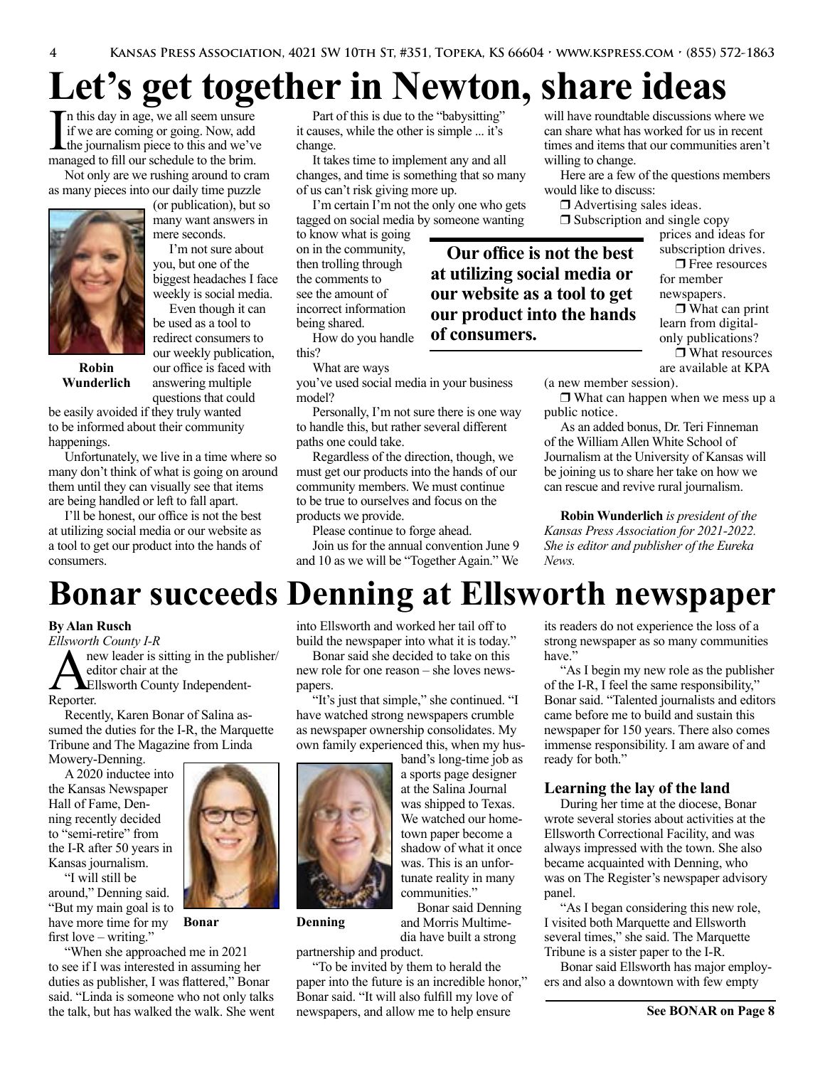# Let's get together in Newton, share ideas

In this day in age, we all seem unsure if we are coming or going. Now, add the journalism piece to this and we've managed to fill our schedule to the brim.

Not only are we rushing around to cram as many pieces into our daily time puzzle (or publication), but so many want answers in mere seconds.

Robin Wunderlich

I'm not sure about you, but one of the biggest headaches I face weekly is social media.

Even though it can be used as a tool to redirect consumers to our weekly publication, our office is faced with answering multiple questions that could be easily avoided if they truly wanted to be informed about their community happenings.

Unfortunately, we live in a time where so many don't think of what is going on around them until they can visually see that items are being handled or left to fall apart.

I'll be honest, our office is not the best at utilizing social media or our website as a tool to get our product into the hands of consumers.

Part of this is due to the "babysitting" it causes, while the other is simple ... it's change.

It takes time to implement any and all changes, and time is something that so many of us can't risk giving more up.

I'm certain I'm not the only one who gets tagged on social media by someone wanting to know what is going on in the community, then trolling through the comments to see the amount of incorrect information being shared.

**Our office is not the best at utilizing social media or our website as a tool to get our product into the hands of consumers.**

How do you handle this?

What are ways you've used social media in your business model?

Personally, I'm not sure there is one way to handle this, but rather several different paths one could take.

Regardless of the direction, though, we must get our products into the hands of our community members. We must continue to be true to ourselves and focus on the products we provide.

Please continue to forge ahead.

Join us for the annual convention June 9 and 10 as we will be "Together Again." We will have roundtable discussions where we can share what has worked for us in recent times and items that our communities aren't willing to change.

Here are a few of the questions members would like to discuss:

- ❒ Advertising sales ideas.
- ❒ Subscription and single copy prices and ideas for subscription drives.
- ❒ Free resources for member newspapers.
- ❒ What can print learn from digital-only publications?
- ❒ What resources are available at KPA (a new member session).
- ❒ What can happen when we mess up a public notice.

As an added bonus, Dr. Teri Finneman of the William Allen White School of Journalism at the University of Kansas will be joining us to share her take on how we can rescue and revive rural journalism.

**Robin Wunderlich** *is president of the Kansas Press Association for 2021-2022. She is editor and publisher of the Eureka News.*

# Bonar succeeds Denning at Ellsworth newspaper

**By Alan Rusch**
*Ellsworth County I-R*

A new leader is sitting in the publisher/editor chair at the Ellsworth County Independent-Reporter.

Recently, Karen Bonar of Salina assumed the duties for the I-R, the Marquette Tribune and The Magazine from Linda Mowery-Denning.

A 2020 inductee into the Kansas Newspaper Hall of Fame, Denning recently decided to "semi-retire" from the I-R after 50 years in Kansas journalism.

Bonar

"I will still be around," Denning said. "But my main goal is to have more time for my first love – writing."

"When she approached me in 2021 to see if I was interested in assuming her duties as publisher, I was flattered," Bonar said. "Linda is someone who not only talks the talk, but has walked the walk. She went into Ellsworth and worked her tail off to build the newspaper into what it is today."

Bonar said she decided to take on this new role for one reason – she loves newspapers.

"It's just that simple," she continued. "I have watched strong newspapers crumble as newspaper ownership consolidates. My own family experienced this, when my husband's long-time job as a sports page designer at the Salina Journal was shipped to Texas. We watched our hometown paper become a shadow of what it once was. This is an unfortunate reality in many communities."

Denning

Bonar said Denning and Morris Multimedia have built a strong partnership and product.

"To be invited by them to herald the paper into the future is an incredible honor," Bonar said. "It will also fulfill my love of newspapers, and allow me to help ensure its readers do not experience the loss of a strong newspaper as so many communities have."

"As I begin my new role as the publisher of the I-R, I feel the same responsibility," Bonar said. "Talented journalists and editors came before me to build and sustain this newspaper for 150 years. There also comes immense responsibility. I am aware of and ready for both."

### Learning the lay of the land

During her time at the diocese, Bonar wrote several stories about activities at the Ellsworth Correctional Facility, and was always impressed with the town. She also became acquainted with Denning, who was on The Register's newspaper advisory panel.

"As I began considering this new role, I visited both Marquette and Ellsworth several times," she said. The Marquette Tribune is a sister paper to the I-R.

Bonar said Ellsworth has major employers and also a downtown with few empty

**See BONAR on Page 8**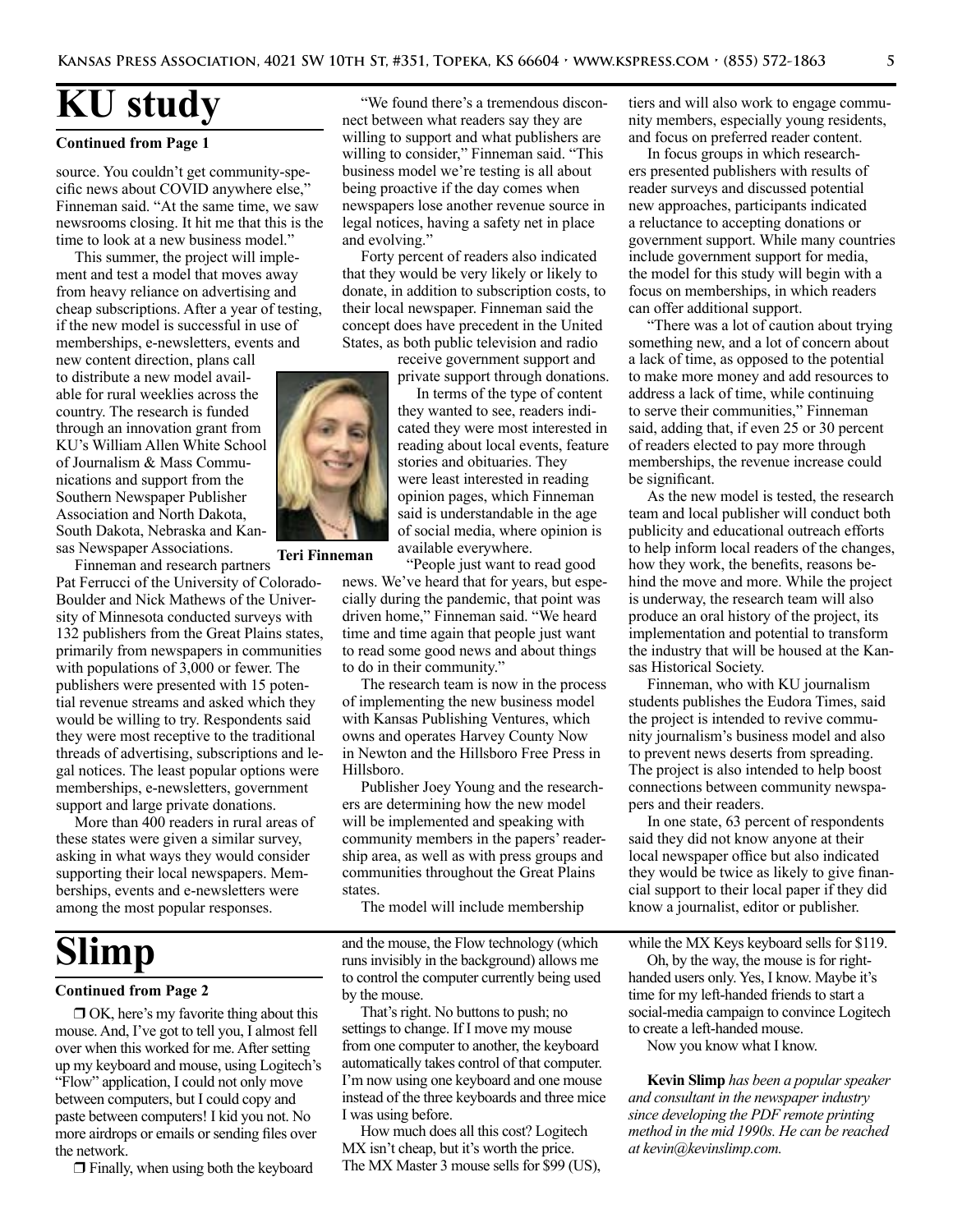# KU study

**Continued from Page 1**

source. You couldn't get community-specific news about COVID anywhere else," Finneman said. "At the same time, we saw newsrooms closing. It hit me that this is the time to look at a new business model."

This summer, the project will implement and test a model that moves away from heavy reliance on advertising and cheap subscriptions. After a year of testing, if the new model is successful in use of memberships, e-newsletters, events and new content direction, plans call to distribute a new model available for rural weeklies across the country. The research is funded through an innovation grant from KU's William Allen White School of Journalism & Mass Communications and support from the Southern Newspaper Publisher Association and North Dakota, South Dakota, Nebraska and Kansas Newspaper Associations.

Teri Finneman

Finneman and research partners Pat Ferrucci of the University of Colorado-Boulder and Nick Mathews of the University of Minnesota conducted surveys with 132 publishers from the Great Plains states, primarily from newspapers in communities with populations of 3,000 or fewer. The publishers were presented with 15 potential revenue streams and asked which they would be willing to try. Respondents said they were most receptive to the traditional threads of advertising, subscriptions and legal notices. The least popular options were memberships, e-newsletters, government support and large private donations.

More than 400 readers in rural areas of these states were given a similar survey, asking in what ways they would consider supporting their local newspapers. Memberships, events and e-newsletters were among the most popular responses.

"We found there's a tremendous disconnect between what readers say they are willing to support and what publishers are willing to consider," Finneman said. "This business model we're testing is all about being proactive if the day comes when newspapers lose another revenue source in legal notices, having a safety net in place and evolving."

Forty percent of readers also indicated that they would be very likely or likely to donate, in addition to subscription costs, to their local newspaper. Finneman said the concept does have precedent in the United States, as both public television and radio receive government support and private support through donations.

In terms of the type of content they wanted to see, readers indicated they were most interested in reading about local events, feature stories and obituaries. They were least interested in reading opinion pages, which Finneman said is understandable in the age of social media, where opinion is available everywhere.

"People just want to read good news. We've heard that for years, but especially during the pandemic, that point was driven home," Finneman said. "We heard time and time again that people just want to read some good news and about things to do in their community."

The research team is now in the process of implementing the new business model with Kansas Publishing Ventures, which owns and operates Harvey County Now in Newton and the Hillsboro Free Press in Hillsboro.

Publisher Joey Young and the researchers are determining how the new model will be implemented and speaking with community members in the papers' readership area, as well as with press groups and communities throughout the Great Plains states.

The model will include membership tiers and will also work to engage community members, especially young residents, and focus on preferred reader content.

In focus groups in which researchers presented publishers with results of reader surveys and discussed potential new approaches, participants indicated a reluctance to accepting donations or government support. While many countries include government support for media, the model for this study will begin with a focus on memberships, in which readers can offer additional support.

"There was a lot of caution about trying something new, and a lot of concern about a lack of time, as opposed to the potential to make more money and add resources to address a lack of time, while continuing to serve their communities," Finneman said, adding that, if even 25 or 30 percent of readers elected to pay more through memberships, the revenue increase could be significant.

As the new model is tested, the research team and local publisher will conduct both publicity and educational outreach efforts to help inform local readers of the changes, how they work, the benefits, reasons behind the move and more. While the project is underway, the research team will also produce an oral history of the project, its implementation and potential to transform the industry that will be housed at the Kansas Historical Society.

Finneman, who with KU journalism students publishes the Eudora Times, said the project is intended to revive community journalism's business model and also to prevent news deserts from spreading. The project is also intended to help boost connections between community newspapers and their readers.

In one state, 63 percent of respondents said they did not know anyone at their local newspaper office but also indicated they would be twice as likely to give financial support to their local paper if they did know a journalist, editor or publisher.

# Slimp

**Continued from Page 2**

❒ OK, here's my favorite thing about this mouse. And, I've got to tell you, I almost fell over when this worked for me. After setting up my keyboard and mouse, using Logitech's "Flow" application, I could not only move between computers, but I could copy and paste between computers! I kid you not. No more airdrops or emails or sending files over the network.

❒ Finally, when using both the keyboard and the mouse, the Flow technology (which runs invisibly in the background) allows me to control the computer currently being used by the mouse.

That's right. No buttons to push; no settings to change. If I move my mouse from one computer to another, the keyboard automatically takes control of that computer. I'm now using one keyboard and one mouse instead of the three keyboards and three mice I was using before.

How much does all this cost? Logitech MX isn't cheap, but it's worth the price. The MX Master 3 mouse sells for $99 (US), while the MX Keys keyboard sells for $119.

Oh, by the way, the mouse is for right-handed users only. Yes, I know. Maybe it's time for my left-handed friends to start a social-media campaign to convince Logitech to create a left-handed mouse.

Now you know what I know.

***Kevin Slimp** has been a popular speaker and consultant in the newspaper industry since developing the PDF remote printing method in the mid 1990s. He can be reached at kevin@kevinslimp.com.*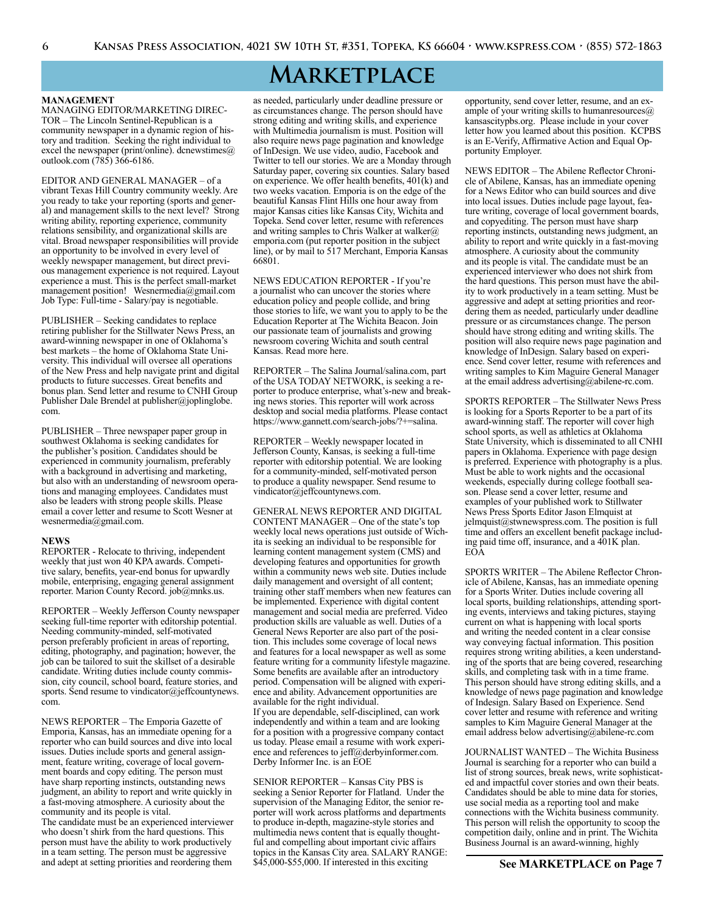# Marketplace

**MANAGEMENT**

MANAGING EDITOR/MARKETING DIRECTOR – The Lincoln Sentinel-Republican is a community newspaper in a dynamic region of history and tradition. Seeking the right individual to excel the newspaper (print/online). dcnewstimes@outlook.com (785) 366-6186.

EDITOR AND GENERAL MANAGER – of a vibrant Texas Hill Country community weekly. Are you ready to take your reporting (sports and general) and management skills to the next level? Strong writing ability, reporting experience, community relations sensibility, and organizational skills are vital. Broad newspaper responsibilities will provide an opportunity to be involved in every level of weekly newspaper management, but direct previous management experience is not required. Layout experience a must. This is the perfect small-market management position! Wesnermedia@gmail.com Job Type: Full-time - Salary/pay is negotiable.

PUBLISHER – Seeking candidates to replace retiring publisher for the Stillwater News Press, an award-winning newspaper in one of Oklahoma's best markets – the home of Oklahoma State University. This individual will oversee all operations of the New Press and help navigate print and digital products to future successes. Great benefits and bonus plan. Send letter and resume to CNHI Group Publisher Dale Brendel at publisher@joplinglobe.com.

PUBLISHER – Three newspaper paper group in southwest Oklahoma is seeking candidates for the publisher's position. Candidates should be experienced in community journalism, preferably with a background in advertising and marketing, but also with an understanding of newsroom operations and managing employees. Candidates must also be leaders with strong people skills. Please email a cover letter and resume to Scott Wesner at wesnermedia@gmail.com.

**NEWS**

REPORTER - Relocate to thriving, independent weekly that just won 40 KPA awards. Competitive salary, benefits, year-end bonus for upwardly mobile, enterprising, engaging general assignment reporter. Marion County Record. job@mnks.us.

REPORTER – Weekly Jefferson County newspaper seeking full-time reporter with editorship potential. Needing community-minded, self-motivated person preferably proficient in areas of reporting, editing, photography, and pagination; however, the job can be tailored to suit the skillset of a desirable candidate. Writing duties include county commission, city council, school board, feature stories, and sports. Send resume to vindicator@jeffcountynews.com.

NEWS REPORTER – The Emporia Gazette of Emporia, Kansas, has an immediate opening for a reporter who can build sources and dive into local issues. Duties include sports and general assignment, feature writing, coverage of local government boards and copy editing. The person must have sharp reporting instincts, outstanding news judgment, an ability to report and write quickly in a fast-moving atmosphere. A curiosity about the community and its people is vital.
The candidate must be an experienced interviewer who doesn't shirk from the hard questions. This person must have the ability to work productively in a team setting. The person must be aggressive and adept at setting priorities and reordering them as needed, particularly under deadline pressure or as circumstances change. The person should have strong editing and writing skills, and experience with Multimedia journalism is must. Position will also require news page pagination and knowledge of InDesign. We use video, audio, Facebook and Twitter to tell our stories. We are a Monday through Saturday paper, covering six counties. Salary based on experience. We offer health benefits, 401(k) and two weeks vacation. Emporia is on the edge of the beautiful Kansas Flint Hills one hour away from major Kansas cities like Kansas City, Wichita and Topeka. Send cover letter, resume with references and writing samples to Chris Walker at walker@emporia.com (put reporter position in the subject line), or by mail to 517 Merchant, Emporia Kansas 66801.

NEWS EDUCATION REPORTER - If you're a journalist who can uncover the stories where education policy and people collide, and bring those stories to life, we want you to apply to be the Education Reporter at The Wichita Beacon. Join our passionate team of journalists and growing newsroom covering Wichita and south central Kansas. Read more here.

REPORTER – The Salina Journal/salina.com, part of the USA TODAY NETWORK, is seeking a reporter to produce enterprise, what's-new and breaking news stories. This reporter will work across desktop and social media platforms. Please contact https://www.gannett.com/search-jobs/?+=salina.

REPORTER – Weekly newspaper located in Jefferson County, Kansas, is seeking a full-time reporter with editorship potential. We are looking for a community-minded, self-motivated person to produce a quality newspaper. Send resume to vindicator@jeffcountynews.com.

GENERAL NEWS REPORTER AND DIGITAL CONTENT MANAGER – One of the state's top weekly local news operations just outside of Wichita is seeking an individual to be responsible for learning content management system (CMS) and developing features and opportunities for growth within a community news web site. Duties include daily management and oversight of all content; training other staff members when new features can be implemented. Experience with digital content management and social media are preferred. Video production skills are valuable as well. Duties of a General News Reporter are also part of the position. This includes some coverage of local news and features for a local newspaper as well as some feature writing for a community lifestyle magazine. Some benefits are available after an introductory period. Compensation will be aligned with experience and ability. Advancement opportunities are available for the right individual.
If you are dependable, self-disciplined, can work independently and within a team and are looking for a position with a progressive company contact us today. Please email a resume with work experience and references to jeff@derbyinformer.com. Derby Informer Inc. is an EOE

SENIOR REPORTER – Kansas City PBS is seeking a Senior Reporter for Flatland. Under the supervision of the Managing Editor, the senior reporter will work across platforms and departments to produce in-depth, magazine-style stories and multimedia news content that is equally thoughtful and compelling about important civic affairs topics in the Kansas City area. SALARY RANGE: $45,000-$55,000. If interested in this exciting opportunity, send cover letter, resume, and an example of your writing skills to humanresources@kansascitypbs.org. Please include in your cover letter how you learned about this position. KCPBS is an E-Verify, Affirmative Action and Equal Opportunity Employer.

NEWS EDITOR – The Abilene Reflector Chronicle of Abilene, Kansas, has an immediate opening for a News Editor who can build sources and dive into local issues. Duties include page layout, feature writing, coverage of local government boards, and copyediting. The person must have sharp reporting instincts, outstanding news judgment, an ability to report and write quickly in a fast-moving atmosphere. A curiosity about the community and its people is vital. The candidate must be an experienced interviewer who does not shirk from the hard questions. This person must have the ability to work productively in a team setting. Must be aggressive and adept at setting priorities and reordering them as needed, particularly under deadline pressure or as circumstances change. The person should have strong editing and writing skills. The position will also require news page pagination and knowledge of InDesign. Salary based on experience. Send cover letter, resume with references and writing samples to Kim Maguire General Manager at the email address advertising@abilene-rc.com.

SPORTS REPORTER – The Stillwater News Press is looking for a Sports Reporter to be a part of its award-winning staff. The reporter will cover high school sports, as well as athletics at Oklahoma State University, which is disseminated to all CNHI papers in Oklahoma. Experience with page design is preferred. Experience with photography is a plus. Must be able to work nights and the occasional weekends, especially during college football season. Please send a cover letter, resume and examples of your published work to Stillwater News Press Sports Editor Jason Elmquist at jelmquist@stwnewspress.com. The position is full time and offers an excellent benefit package including paid time off, insurance, and a 401K plan. EOA

SPORTS WRITER – The Abilene Reflector Chronicle of Abilene, Kansas, has an immediate opening for a Sports Writer. Duties include covering all local sports, building relationships, attending sporting events, interviews and taking pictures, staying current on what is happening with local sports and writing the needed content in a clear consise way conveying factual information. This position requires strong writing abilities, a keen understanding of the sports that are being covered, researching skills, and completing task with in a time frame. This person should have strong editing skills, and a knowledge of news page pagination and knowledge of InDesign. Salary Based on Experience. Send cover letter and resume with reference and writing samples to Kim Maguire General Manager at the email address below advertising@abilene-rc.com

JOURNALIST WANTED – The Wichita Business Journal is searching for a reporter who can build a list of strong sources, break news, write sophisticated and impactful cover stories and own their beats. Candidates should be able to mine data for stories, use social media as a reporting tool and make connections with the Wichita business community. This person will relish the opportunity to scoop the competition daily, online and in print. The Wichita Business Journal is an award-winning, highly

**See MARKETPLACE on Page 7**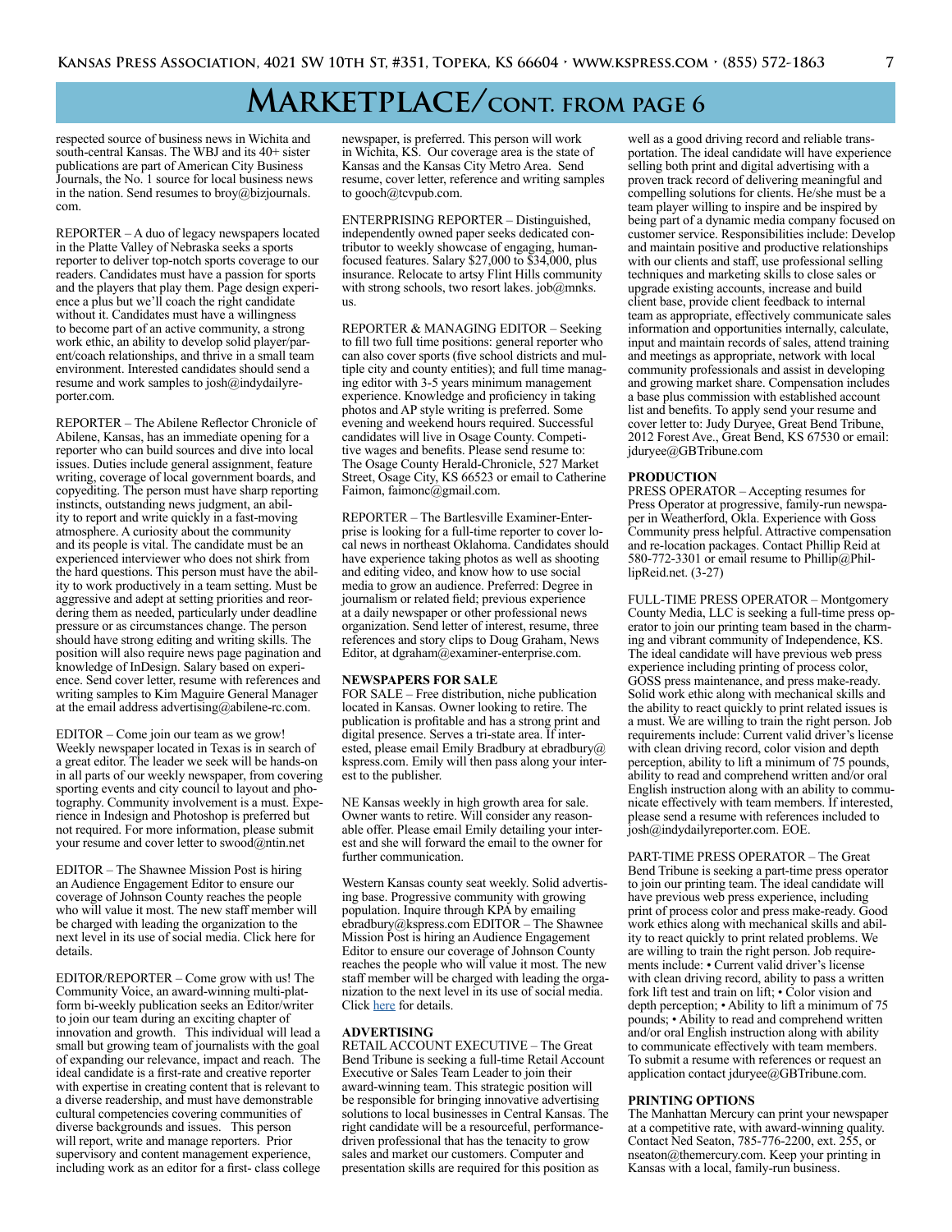# MARKETPLACE/CONT. FROM PAGE 6

respected source of business news in Wichita and south-central Kansas. The WBJ and its 40+ sister publications are part of American City Business Journals, the No. 1 source for local business news in the nation. Send resumes to broy@bizjournals.com.

REPORTER – A duo of legacy newspapers located in the Platte Valley of Nebraska seeks a sports reporter to deliver top-notch sports coverage to our readers. Candidates must have a passion for sports and the players that play them. Page design experience a plus but we'll coach the right candidate without it. Candidates must have a willingness to become part of an active community, a strong work ethic, an ability to develop solid player/parent/coach relationships, and thrive in a small team environment. Interested candidates should send a resume and work samples to josh@indydailyreporter.com.

REPORTER – The Abilene Reflector Chronicle of Abilene, Kansas, has an immediate opening for a reporter who can build sources and dive into local issues. Duties include general assignment, feature writing, coverage of local government boards, and copyediting. The person must have sharp reporting instincts, outstanding news judgment, an ability to report and write quickly in a fast-moving atmosphere. A curiosity about the community and its people is vital. The candidate must be an experienced interviewer who does not shirk from the hard questions. This person must have the ability to work productively in a team setting. Must be aggressive and adept at setting priorities and reordering them as needed, particularly under deadline pressure or as circumstances change. The person should have strong editing and writing skills. The position will also require news page pagination and knowledge of InDesign. Salary based on experience. Send cover letter, resume with references and writing samples to Kim Maguire General Manager at the email address advertising@abilene-rc.com.

EDITOR – Come join our team as we grow! Weekly newspaper located in Texas is in search of a great editor. The leader we seek will be hands-on in all parts of our weekly newspaper, from covering sporting events and city council to layout and photography. Community involvement is a must. Experience in Indesign and Photoshop is preferred but not required. For more information, please submit your resume and cover letter to swood@ntin.net

EDITOR – The Shawnee Mission Post is hiring an Audience Engagement Editor to ensure our coverage of Johnson County reaches the people who will value it most. The new staff member will be charged with leading the organization to the next level in its use of social media. Click here for details.

EDITOR/REPORTER – Come grow with us! The Community Voice, an award-winning multi-platform bi-weekly publication seeks an Editor/writer to join our team during an exciting chapter of innovation and growth. This individual will lead a small but growing team of journalists with the goal of expanding our relevance, impact and reach. The ideal candidate is a first-rate and creative reporter with expertise in creating content that is relevant to a diverse readership, and must have demonstrable cultural competencies covering communities of diverse backgrounds and issues. This person will report, write and manage reporters. Prior supervisory and content management experience, including work as an editor for a first- class college newspaper, is preferred. This person will work in Wichita, KS. Our coverage area is the state of Kansas and the Kansas City Metro Area. Send resume, cover letter, reference and writing samples to gooch@tcvpub.com.

ENTERPRISING REPORTER – Distinguished, independently owned paper seeks dedicated contributor to weekly showcase of engaging, human-focused features. Salary $27,000 to $34,000, plus insurance. Relocate to artsy Flint Hills community with strong schools, two resort lakes. job@mnks.us.

REPORTER & MANAGING EDITOR – Seeking to fill two full time positions: general reporter who can also cover sports (five school districts and multiple city and county entities); and full time managing editor with 3-5 years minimum management experience. Knowledge and proficiency in taking photos and AP style writing is preferred. Some evening and weekend hours required. Successful candidates will live in Osage County. Competitive wages and benefits. Please send resume to: The Osage County Herald-Chronicle, 527 Market Street, Osage City, KS 66523 or email to Catherine Faimon, faimonc@gmail.com.

REPORTER – The Bartlesville Examiner-Enterprise is looking for a full-time reporter to cover local news in northeast Oklahoma. Candidates should have experience taking photos as well as shooting and editing video, and know how to use social media to grow an audience. Preferred: Degree in journalism or related field; previous experience at a daily newspaper or other professional news organization. Send letter of interest, resume, three references and story clips to Doug Graham, News Editor, at dgraham@examiner-enterprise.com.

## NEWSPAPERS FOR SALE

FOR SALE – Free distribution, niche publication located in Kansas. Owner looking to retire. The publication is profitable and has a strong print and digital presence. Serves a tri-state area. If interested, please email Emily Bradbury at ebradbury@kspress.com. Emily will then pass along your interest to the publisher.

NE Kansas weekly in high growth area for sale. Owner wants to retire. Will consider any reasonable offer. Please email Emily detailing your interest and she will forward the email to the owner for further communication.

Western Kansas county seat weekly. Solid advertising base. Progressive community with growing population. Inquire through KPA by emailing ebradbury@kspress.com EDITOR – The Shawnee Mission Post is hiring an Audience Engagement Editor to ensure our coverage of Johnson County reaches the people who will value it most. The new staff member will be charged with leading the organization to the next level in its use of social media. Click here for details.

## ADVERTISING

RETAIL ACCOUNT EXECUTIVE – The Great Bend Tribune is seeking a full-time Retail Account Executive or Sales Team Leader to join their award-winning team. This strategic position will be responsible for bringing innovative advertising solutions to local businesses in Central Kansas. The right candidate will be a resourceful, performance-driven professional that has the tenacity to grow sales and market our customers. Computer and presentation skills are required for this position as well as a good driving record and reliable transportation. The ideal candidate will have experience selling both print and digital advertising with a proven track record of delivering meaningful and compelling solutions for clients. He/she must be a team player willing to inspire and be inspired by being part of a dynamic media company focused on customer service. Responsibilities include: Develop and maintain positive and productive relationships with our clients and staff, use professional selling techniques and marketing skills to close sales or upgrade existing accounts, increase and build client base, provide client feedback to internal team as appropriate, effectively communicate sales information and opportunities internally, calculate, input and maintain records of sales, attend training and meetings as appropriate, network with local community professionals and assist in developing and growing market share. Compensation includes a base plus commission with established account list and benefits. To apply send your resume and cover letter to: Judy Duryee, Great Bend Tribune, 2012 Forest Ave., Great Bend, KS 67530 or email: jduryee@GBTribune.com

## PRODUCTION

PRESS OPERATOR – Accepting resumes for Press Operator at progressive, family-run newspaper in Weatherford, Okla. Experience with Goss Community press helpful. Attractive compensation and re-location packages. Contact Phillip Reid at 580-772-3301 or email resume to Phillip@PhillipReid.net. (3-27)

FULL-TIME PRESS OPERATOR – Montgomery County Media, LLC is seeking a full-time press operator to join our printing team based in the charming and vibrant community of Independence, KS. The ideal candidate will have previous web press experience including printing of process color, GOSS press maintenance, and press make-ready. Solid work ethic along with mechanical skills and the ability to react quickly to print related issues is a must. We are willing to train the right person. Job requirements include: Current valid driver's license with clean driving record, color vision and depth perception, ability to lift a minimum of 75 pounds, ability to read and comprehend written and/or oral English instruction along with an ability to communicate effectively with team members. If interested, please send a resume with references included to josh@indydailyreporter.com. EOE.

PART-TIME PRESS OPERATOR – The Great Bend Tribune is seeking a part-time press operator to join our printing team. The ideal candidate will have previous web press experience, including print of process color and press make-ready. Good work ethics along with mechanical skills and ability to react quickly to print related problems. We are willing to train the right person. Job requirements include: • Current valid driver's license with clean driving record, ability to pass a written fork lift test and train on lift; • Color vision and depth perception; • Ability to lift a minimum of 75 pounds; • Ability to read and comprehend written and/or oral English instruction along with ability to communicate effectively with team members. To submit a resume with references or request an application contact jduryee@GBTribune.com.

## PRINTING OPTIONS

The Manhattan Mercury can print your newspaper at a competitive rate, with award-winning quality. Contact Ned Seaton, 785-776-2200, ext. 255, or nseaton@themercury.com. Keep your printing in Kansas with a local, family-run business.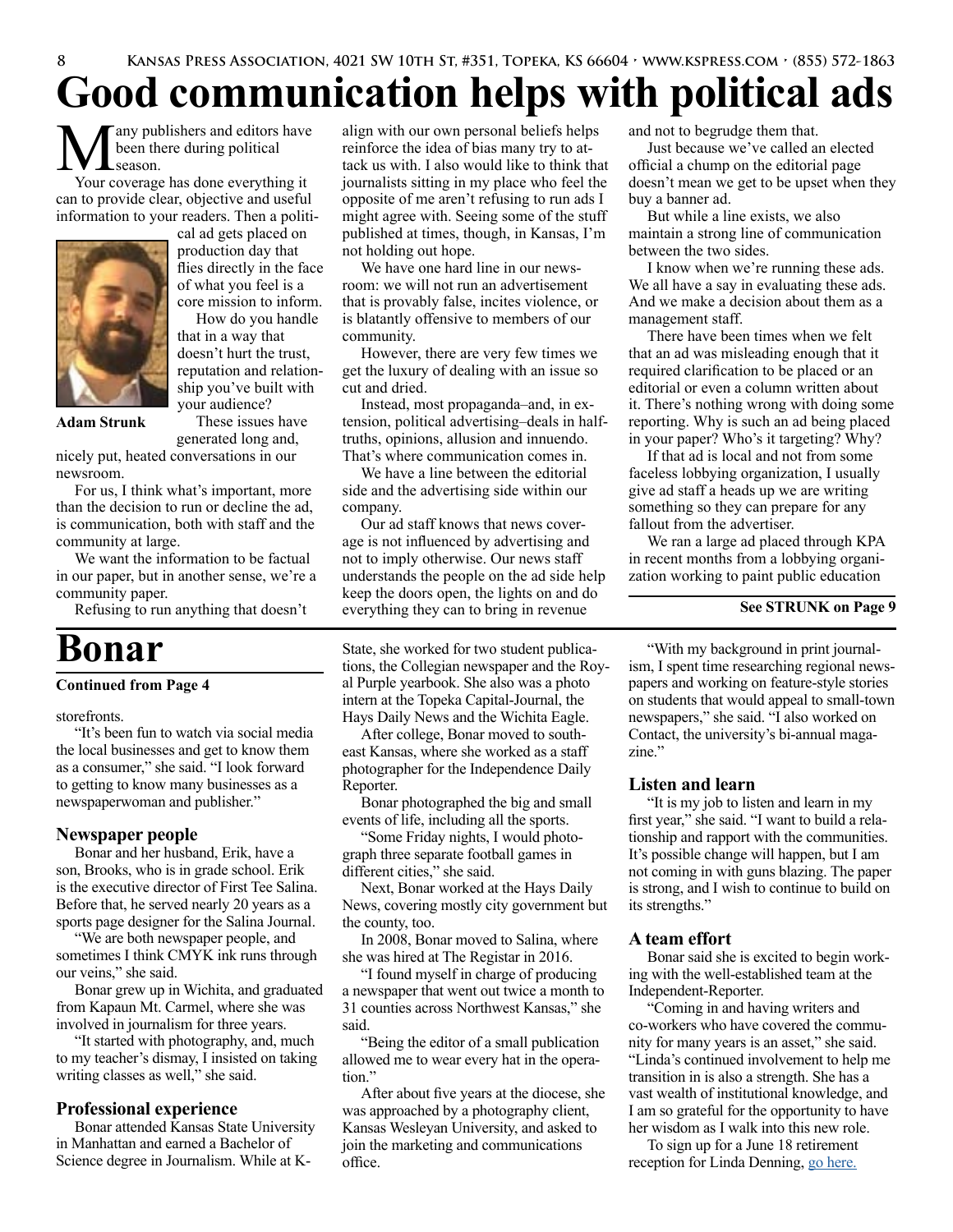# Good communication helps with political ads

Many publishers and editors have been there during political season.

Your coverage has done everything it can to provide clear, objective and useful information to your readers. Then a political ad gets placed on production day that flies directly in the face of what you feel is a core mission to inform.

**Adam Strunk**

How do you handle that in a way that doesn't hurt the trust, reputation and relationship you've built with your audience?

These issues have generated long and, nicely put, heated conversations in our newsroom.

For us, I think what's important, more than the decision to run or decline the ad, is communication, both with staff and the community at large.

We want the information to be factual in our paper, but in another sense, we're a community paper.

Refusing to run anything that doesn't align with our own personal beliefs helps reinforce the idea of bias many try to attack us with. I also would like to think that journalists sitting in my place who feel the opposite of me aren't refusing to run ads I might agree with. Seeing some of the stuff published at times, though, in Kansas, I'm not holding out hope.

We have one hard line in our newsroom: we will not run an advertisement that is provably false, incites violence, or is blatantly offensive to members of our community.

However, there are very few times we get the luxury of dealing with an issue so cut and dried.

Instead, most propaganda–and, in extension, political advertising–deals in half-truths, opinions, allusion and innuendo. That's where communication comes in.

We have a line between the editorial side and the advertising side within our company.

Our ad staff knows that news coverage is not influenced by advertising and not to imply otherwise. Our news staff understands the people on the ad side help keep the doors open, the lights on and do everything they can to bring in revenue and not to begrudge them that.

Just because we've called an elected official a chump on the editorial page doesn't mean we get to be upset when they buy a banner ad.

But while a line exists, we also maintain a strong line of communication between the two sides.

I know when we're running these ads. We all have a say in evaluating these ads. And we make a decision about them as a management staff.

There have been times when we felt that an ad was misleading enough that it required clarification to be placed or an editorial or even a column written about it. There's nothing wrong with doing some reporting. Why is such an ad being placed in your paper? Who's it targeting? Why?

If that ad is local and not from some faceless lobbying organization, I usually give ad staff a heads up we are writing something so they can prepare for any fallout from the advertiser.

We ran a large ad placed through KPA in recent months from a lobbying organization working to paint public education

**See STRUNK on Page 9**

# Bonar

**Continued from Page 4**

storefronts.

"It's been fun to watch via social media the local businesses and get to know them as a consumer," she said. "I look forward to getting to know many businesses as a newspaperwoman and publisher."

### Newspaper people

Bonar and her husband, Erik, have a son, Brooks, who is in grade school. Erik is the executive director of First Tee Salina. Before that, he served nearly 20 years as a sports page designer for the Salina Journal.

"We are both newspaper people, and sometimes I think CMYK ink runs through our veins," she said.

Bonar grew up in Wichita, and graduated from Kapaun Mt. Carmel, where she was involved in journalism for three years.

"It started with photography, and, much to my teacher's dismay, I insisted on taking writing classes as well," she said.

### Professional experience

Bonar attended Kansas State University in Manhattan and earned a Bachelor of Science degree in Journalism. While at K-State, she worked for two student publications, the Collegian newspaper and the Royal Purple yearbook. She also was a photo intern at the Topeka Capital-Journal, the Hays Daily News and the Wichita Eagle.

After college, Bonar moved to southeast Kansas, where she worked as a staff photographer for the Independence Daily Reporter.

Bonar photographed the big and small events of life, including all the sports.

"Some Friday nights, I would photograph three separate football games in different cities," she said.

Next, Bonar worked at the Hays Daily News, covering mostly city government but the county, too.

In 2008, Bonar moved to Salina, where she was hired at The Registar in 2016.

"I found myself in charge of producing a newspaper that went out twice a month to 31 counties across Northwest Kansas," she said.

"Being the editor of a small publication allowed me to wear every hat in the operation."

After about five years at the diocese, she was approached by a photography client, Kansas Wesleyan University, and asked to join the marketing and communications office.

"With my background in print journalism, I spent time researching regional newspapers and working on feature-style stories on students that would appeal to small-town newspapers," she said. "I also worked on Contact, the university's bi-annual magazine."

### Listen and learn

"It is my job to listen and learn in my first year," she said. "I want to build a relationship and rapport with the communities. It's possible change will happen, but I am not coming in with guns blazing. The paper is strong, and I wish to continue to build on its strengths."

### A team effort

Bonar said she is excited to begin working with the well-established team at the Independent-Reporter.

"Coming in and having writers and co-workers who have covered the community for many years is an asset," she said. "Linda's continued involvement to help me transition in is also a strength. She has a vast wealth of institutional knowledge, and I am so grateful for the opportunity to have her wisdom as I walk into this new role.

To sign up for a June 18 retirement reception for Linda Denning, go here.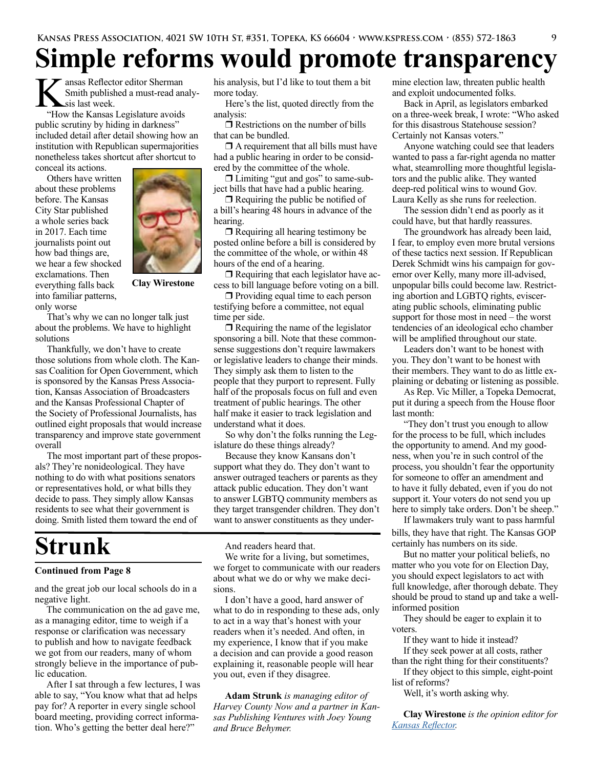# Simple reforms would promote transparency

Kansas Reflector editor Sherman Smith published a must-read analysis last week.

"How the Kansas Legislature avoids public scrutiny by hiding in darkness" included detail after detail showing how an institution with Republican supermajorities nonetheless takes shortcut after shortcut to conceal its actions.

Others have written about these problems before. The Kansas City Star published a whole series back in 2017. Each time journalists point out how bad things are, we hear a few shocked exclamations. Then everything falls back into familiar patterns, only worse

Clay Wirestone

That's why we can no longer talk just about the problems. We have to highlight solutions

Thankfully, we don't have to create those solutions from whole cloth. The Kansas Coalition for Open Government, which is sponsored by the Kansas Press Association, Kansas Association of Broadcasters and the Kansas Professional Chapter of the Society of Professional Journalists, has outlined eight proposals that would increase transparency and improve state government overall

The most important part of these proposals? They're nonideological. They have nothing to do with what positions senators or representatives hold, or what bills they decide to pass. They simply allow Kansas residents to see what their government is doing. Smith listed them toward the end of his analysis, but I'd like to tout them a bit more today.

Here's the list, quoted directly from the analysis:

❒ Restrictions on the number of bills that can be bundled.

❒ A requirement that all bills must have had a public hearing in order to be considered by the committee of the whole.

❒ Limiting "gut and gos" to same-subject bills that have had a public hearing.

❒ Requiring the public be notified of a bill's hearing 48 hours in advance of the hearing.

❒ Requiring all hearing testimony be posted online before a bill is considered by the committee of the whole, or within 48 hours of the end of a hearing.

❒ Requiring that each legislator have access to bill language before voting on a bill.

❒ Providing equal time to each person testifying before a committee, not equal time per side.

❒ Requiring the name of the legislator sponsoring a bill. Note that these commonsense suggestions don't require lawmakers or legislative leaders to change their minds. They simply ask them to listen to the people that they purport to represent. Fully half of the proposals focus on full and even treatment of public hearings. The other half make it easier to track legislation and understand what it does.

So why don't the folks running the Legislature do these things already?

Because they know Kansans don't support what they do. They don't want to answer outraged teachers or parents as they attack public education. They don't want to answer LGBTQ community members as they target transgender children. They don't want to answer constituents as they undermine election law, threaten public health and exploit undocumented folks.

Back in April, as legislators embarked on a three-week break, I wrote: "Who asked for this disastrous Statehouse session? Certainly not Kansas voters."

Anyone watching could see that leaders wanted to pass a far-right agenda no matter what, steamrolling more thoughtful legislators and the public alike. They wanted deep-red political wins to wound Gov. Laura Kelly as she runs for reelection.

The session didn't end as poorly as it could have, but that hardly reassures.

The groundwork has already been laid, I fear, to employ even more brutal versions of these tactics next session. If Republican Derek Schmidt wins his campaign for governor over Kelly, many more ill-advised, unpopular bills could become law. Restricting abortion and LGBTQ rights, eviscerating public schools, eliminating public support for those most in need – the worst tendencies of an ideological echo chamber will be amplified throughout our state.

Leaders don't want to be honest with you. They don't want to be honest with their members. They want to do as little explaining or debating or listening as possible.

As Rep. Vic Miller, a Topeka Democrat, put it during a speech from the House floor last month:

"They don't trust you enough to allow for the process to be full, which includes the opportunity to amend. And my goodness, when you're in such control of the process, you shouldn't fear the opportunity for someone to offer an amendment and to have it fully debated, even if you do not support it. Your voters do not send you up here to simply take orders. Don't be sheep."

If lawmakers truly want to pass harmful bills, they have that right. The Kansas GOP certainly has numbers on its side.

But no matter your political beliefs, no matter who you vote for on Election Day, you should expect legislators to act with full knowledge, after thorough debate. They should be proud to stand up and take a well-informed position

They should be eager to explain it to voters.

If they want to hide it instead?

If they seek power at all costs, rather than the right thing for their constituents?

If they object to this simple, eight-point list of reforms?

Well, it's worth asking why.

**Clay Wirestone** *is the opinion editor for Kansas Reflector.*

# Strunk

**Continued from Page 8**

and the great job our local schools do in a negative light.

The communication on the ad gave me, as a managing editor, time to weigh if a response or clarification was necessary to publish and how to navigate feedback we got from our readers, many of whom strongly believe in the importance of public education.

After I sat through a few lectures, I was able to say, "You know what that ad helps pay for? A reporter in every single school board meeting, providing correct information. Who's getting the better deal here?"

And readers heard that.

We write for a living, but sometimes, we forget to communicate with our readers about what we do or why we make decisions.

I don't have a good, hard answer of what to do in responding to these ads, only to act in a way that's honest with your readers when it's needed. And often, in my experience, I know that if you make a decision and can provide a good reason explaining it, reasonable people will hear you out, even if they disagree.

**Adam Strunk** *is managing editor of Harvey County Now and a partner in Kansas Publishing Ventures with Joey Young and Bruce Behymer.*